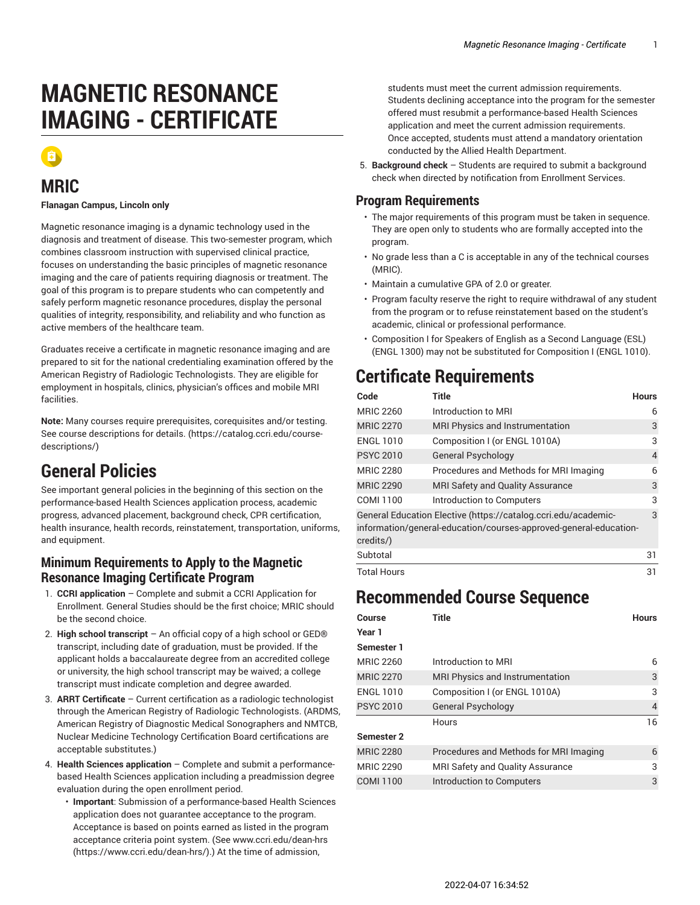# MAGNETIC RESONANCE IMAGING - CERTIFICATE

## MRIC

**Flanagan Campus, Lincoln only**

Magnetic resonance imaging is a dynamic technology used in the diagnosis and treatment of disease. This two-semester program, which combines classroom instruction with supervised clinical practice, focuses on understanding the basic principles of magnetic resonance imaging and the care of patients requiring diagnosis or treatment. The goal of this program is to prepare students who can competently and safely perform magnetic resonance procedures, display the personal qualities of integrity, responsibility, and reliability and who function as active members of the healthcare team.

Graduates receive a certificate in magnetic resonance imaging and are prepared to sit for the national credentialing examination offered by the American Registry of Radiologic Technologists. They are eligible for employment in hospitals, clinics, physician's offices and mobile MRI facilities.

**Note:** Many courses require prerequisites, corequisites and/or testing. See course descriptions for details. (https://catalog.ccri.edu/course-descriptions/)

# General Policies

See important general policies in the beginning of this section on the performance-based Health Sciences application process, academic progress, advanced placement, background check, CPR certification, health insurance, health records, reinstatement, transportation, uniforms, and equipment.

### Minimum Requirements to Apply to the Magnetic Resonance Imaging Certificate Program

1. **CCRI application** – Complete and submit a CCRI Application for Enrollment. General Studies should be the first choice; MRIC should be the second choice.
2. **High school transcript** – An official copy of a high school or GED® transcript, including date of graduation, must be provided. If the applicant holds a baccalaureate degree from an accredited college or university, the high school transcript may be waived; a college transcript must indicate completion and degree awarded.
3. **ARRT Certificate** – Current certification as a radiologic technologist through the American Registry of Radiologic Technologists. (ARDMS, American Registry of Diagnostic Medical Sonographers and NMTCB, Nuclear Medicine Technology Certification Board certifications are acceptable substitutes.)
4. **Health Sciences application** – Complete and submit a performance-based Health Sciences application including a preadmission degree evaluation during the open enrollment period.
   - **Important**: Submission of a performance-based Health Sciences application does not guarantee acceptance to the program. Acceptance is based on points earned as listed in the program acceptance criteria point system. (See www.ccri.edu/dean-hrs (https://www.ccri.edu/dean-hrs/).) At the time of admission, students must meet the current admission requirements. Students declining acceptance into the program for the semester offered must resubmit a performance-based Health Sciences application and meet the current admission requirements. Once accepted, students must attend a mandatory orientation conducted by the Allied Health Department.
5. **Background check** – Students are required to submit a background check when directed by notification from Enrollment Services.

### Program Requirements

- The major requirements of this program must be taken in sequence. They are open only to students who are formally accepted into the program.
- No grade less than a C is acceptable in any of the technical courses (MRIC).
- Maintain a cumulative GPA of 2.0 or greater.
- Program faculty reserve the right to require withdrawal of any student from the program or to refuse reinstatement based on the student's academic, clinical or professional performance.
- Composition I for Speakers of English as a Second Language (ESL) (ENGL 1300) may not be substituted for Composition I (ENGL 1010).

# Certificate Requirements

| Code | Title | Hours |
|---|---|---|
| MRIC 2260 | Introduction to MRI | 6 |
| MRIC 2270 | MRI Physics and Instrumentation | 3 |
| ENGL 1010 | Composition I (or ENGL 1010A) | 3 |
| PSYC 2010 | General Psychology | 4 |
| MRIC 2280 | Procedures and Methods for MRI Imaging | 6 |
| MRIC 2290 | MRI Safety and Quality Assurance | 3 |
| COMI 1100 | Introduction to Computers | 3 |
| General Education Elective (https://catalog.ccri.edu/academic-information/general-education/courses-approved-general-education-credits/) | | 3 |
| Subtotal | | 31 |
| Total Hours | | 31 |

# Recommended Course Sequence

| Course | Title | Hours |
|---|---|---|
| **Year 1** | | |
| **Semester 1** | | |
| MRIC 2260 | Introduction to MRI | 6 |
| MRIC 2270 | MRI Physics and Instrumentation | 3 |
| ENGL 1010 | Composition I (or ENGL 1010A) | 3 |
| PSYC 2010 | General Psychology | 4 |
| | Hours | 16 |
| **Semester 2** | | |
| MRIC 2280 | Procedures and Methods for MRI Imaging | 6 |
| MRIC 2290 | MRI Safety and Quality Assurance | 3 |
| COMI 1100 | Introduction to Computers | 3 |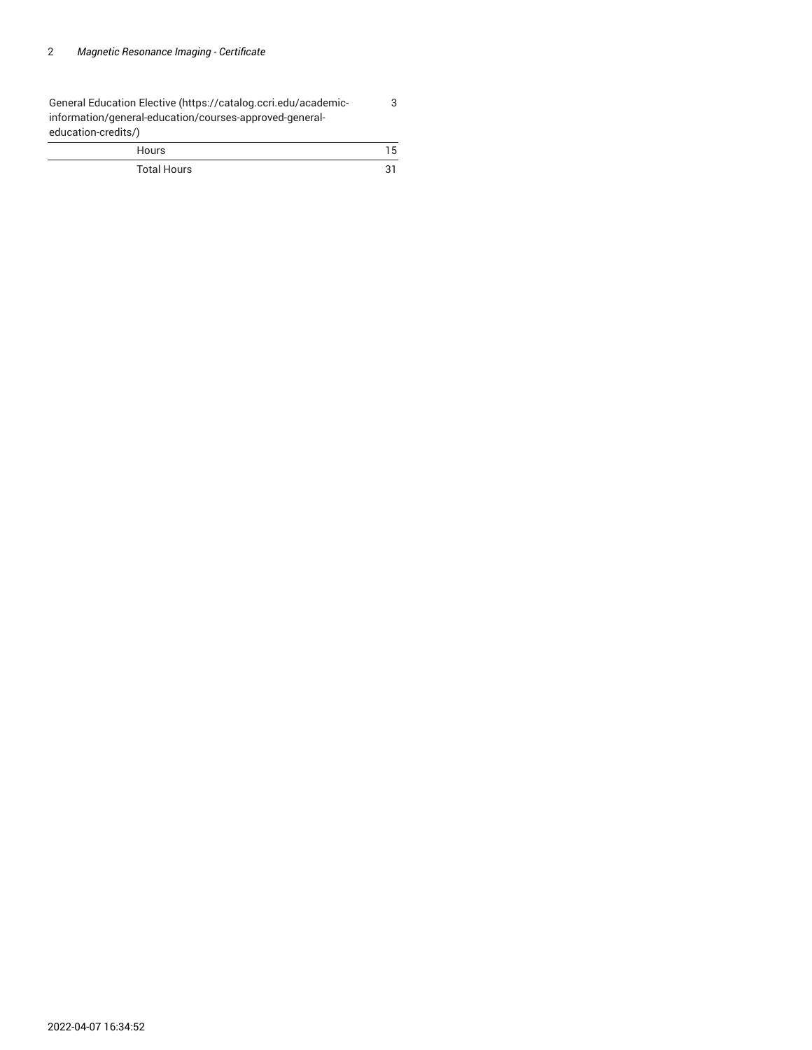| | |
|---|---|
| General Education Elective (https://catalog.ccri.edu/academic-information/general-education/courses-approved-general-education-credits/) | 3 |
| Hours | 15 |
| Total Hours | 31 |

2022-04-07 16:34:52